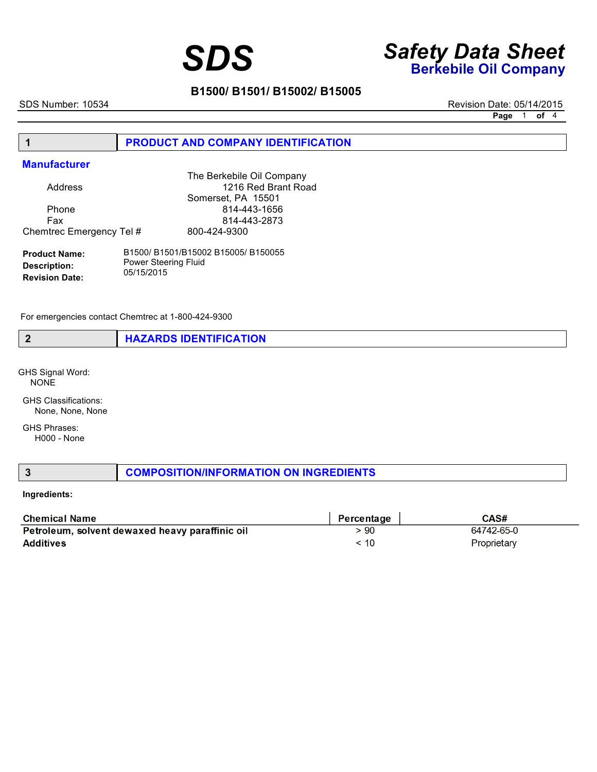# SDS

# Safety Data Sheet

## Berkebile Oil Company

**B1500/ B1501/ B15002/ B15005**

SDS Number: 10534

Revision Date: 05/14/2015

## 1 PRODUCT AND COMPANY IDENTIFICATION

### Manufacturer

| | |
|---|---|
| Address | The Berkebile Oil Company<br>1216 Red Brant Road<br>Somerset, PA 15501 |
| Phone | 814-443-1656 |
| Fax | 814-443-2873 |
| Chemtrec Emergency Tel # | 800-424-9300 |

**Product Name:** B1500/ B1501/B15002 B15005/ B150055

**Description:** Power Steering Fluid

**Revision Date:** 05/15/2015

For emergencies contact Chemtrec at 1-800-424-9300

## 2 HAZARDS IDENTIFICATION

GHS Signal Word:
NONE

GHS Classifications:
None, None, None

GHS Phrases:
H000 - None

## 3 COMPOSITION/INFORMATION ON INGREDIENTS

**Ingredients:**

| Chemical Name | Percentage | CAS# |
|---|---|---|
| **Petroleum, solvent dewaxed heavy paraffinic oil** | > 90 | 64742-65-0 |
| **Additives** | < 10 | Proprietary |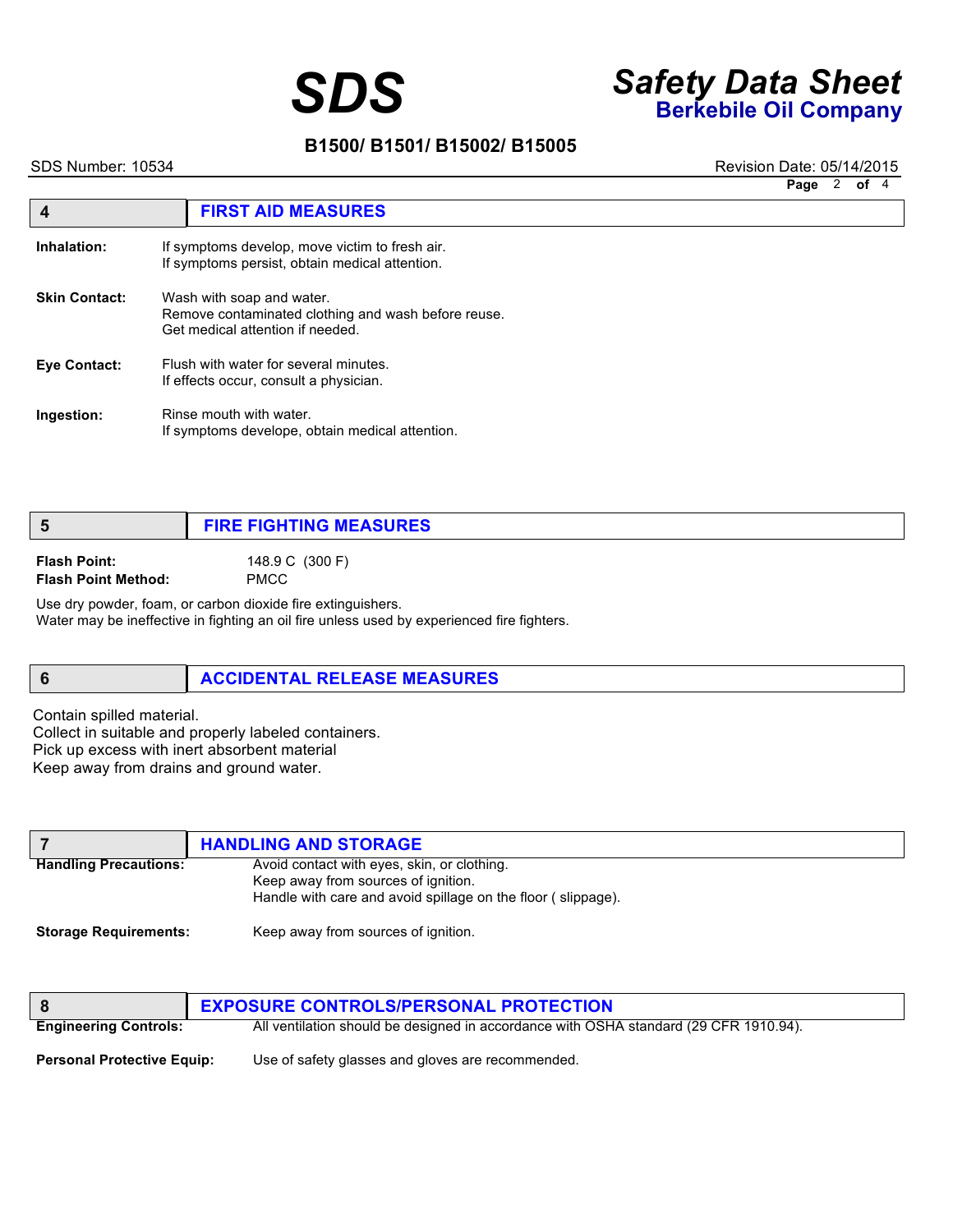## 4 FIRST AID MEASURES

**Inhalation:** If symptoms develop, move victim to fresh air.
If symptoms persist, obtain medical attention.

**Skin Contact:** Wash with soap and water.
Remove contaminated clothing and wash before reuse.
Get medical attention if needed.

**Eye Contact:** Flush with water for several minutes.
If effects occur, consult a physician.

**Ingestion:** Rinse mouth with water.
If symptoms develope, obtain medical attention.

## 5 FIRE FIGHTING MEASURES

**Flash Point:** 148.9 C (300 F)
**Flash Point Method:** PMCC

Use dry powder, foam, or carbon dioxide fire extinguishers.
Water may be ineffective in fighting an oil fire unless used by experienced fire fighters.

## 6 ACCIDENTAL RELEASE MEASURES

Contain spilled material.
Collect in suitable and properly labeled containers.
Pick up excess with inert absorbent material
Keep away from drains and ground water.

## 7 HANDLING AND STORAGE

**Handling Precautions:** Avoid contact with eyes, skin, or clothing.
Keep away from sources of ignition.
Handle with care and avoid spillage on the floor ( slippage).

**Storage Requirements:** Keep away from sources of ignition.

## 8 EXPOSURE CONTROLS/PERSONAL PROTECTION

**Engineering Controls:** All ventilation should be designed in accordance with OSHA standard (29 CFR 1910.94).

**Personal Protective Equip:** Use of safety glasses and gloves are recommended.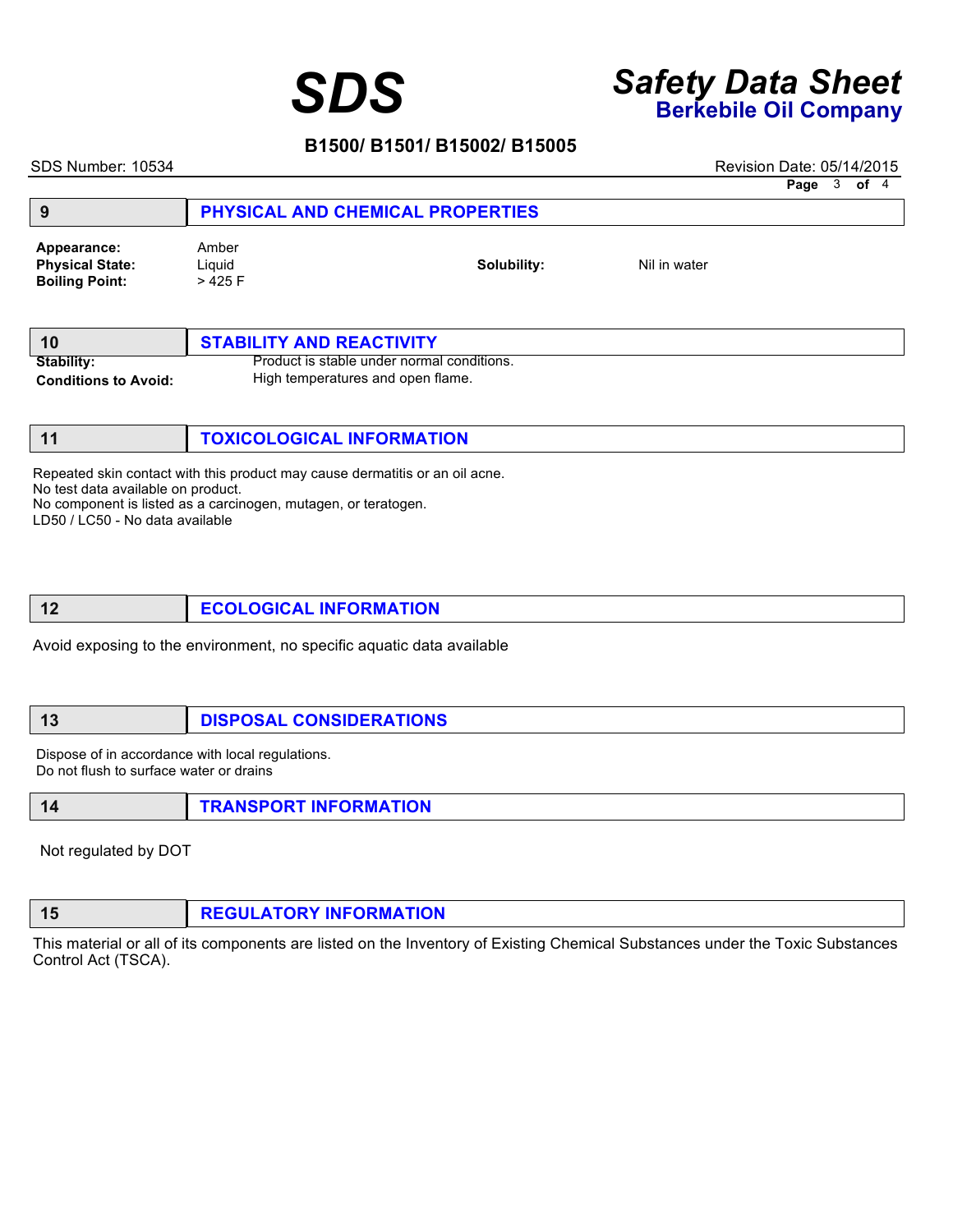## 9 PHYSICAL AND CHEMICAL PROPERTIES

**Appearance:** Amber
**Physical State:** Liquid
**Boiling Point:** > 425 F

**Solubility:** Nil in water

## 10 STABILITY AND REACTIVITY

**Stability:** Product is stable under normal conditions.
**Conditions to Avoid:** High temperatures and open flame.

## 11 TOXICOLOGICAL INFORMATION

Repeated skin contact with this product may cause dermatitis or an oil acne.
No test data available on product.
No component is listed as a carcinogen, mutagen, or teratogen.
LD50 / LC50 - No data available

## 12 ECOLOGICAL INFORMATION

Avoid exposing to the environment, no specific aquatic data available

## 13 DISPOSAL CONSIDERATIONS

Dispose of in accordance with local regulations.
Do not flush to surface water or drains

## 14 TRANSPORT INFORMATION

Not regulated by DOT

## 15 REGULATORY INFORMATION

This material or all of its components are listed on the Inventory of Existing Chemical Substances under the Toxic Substances Control Act (TSCA).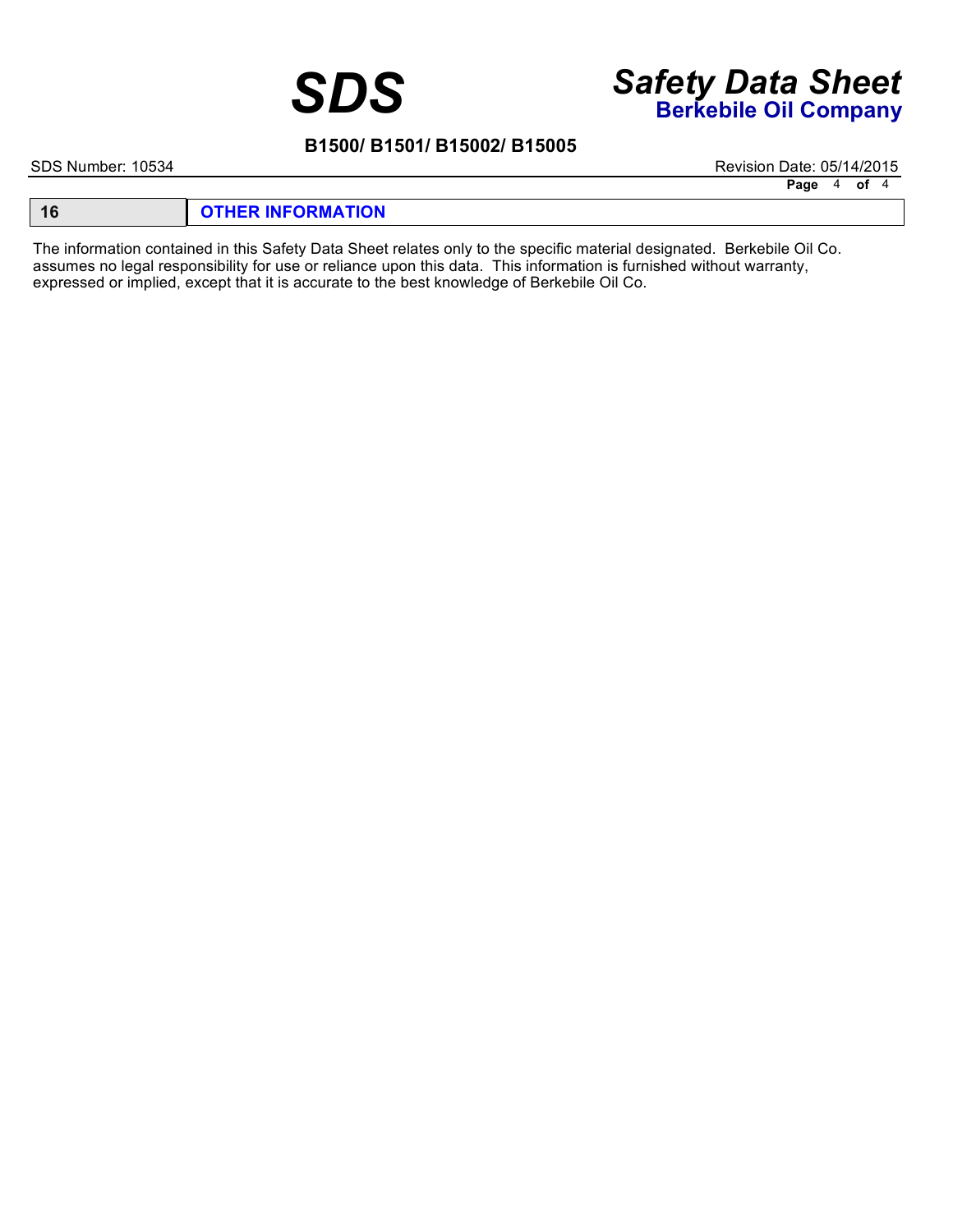## 16 OTHER INFORMATION

The information contained in this Safety Data Sheet relates only to the specific material designated. Berkebile Oil Co. assumes no legal responsibility for use or reliance upon this data. This information is furnished without warranty, expressed or implied, except that it is accurate to the best knowledge of Berkebile Oil Co.